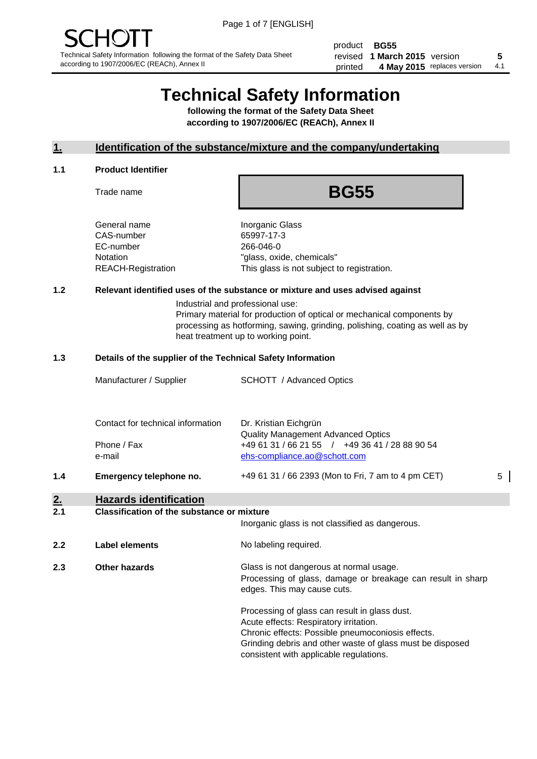SCHOTT

Technical Safety Information following the format of the Safety Data Sheet according to 1907/2006/EC (REACh), Annex II

| product | BG55 | | |
|---|---|---|---|
| revised | 1 March 2015 | version | 5 |
| printed | 4 May 2015 | replaces version | 4.1 |

# Technical Safety Information

**following the format of the Safety Data Sheet according to 1907/2006/EC (REACh), Annex II**

## 1. Identification of the substance/mixture and the company/undertaking

### 1.1 Product Identifier

| | |
|---|---|
| Trade name | **BG55** |
| General name | Inorganic Glass |
| CAS-number | 65997-17-3 |
| EC-number | 266-046-0 |
| Notation | "glass, oxide, chemicals" |
| REACH-Registration | This glass is not subject to registration. |

### 1.2 Relevant identified uses of the substance or mixture and uses advised against

Industrial and professional use:
Primary material for production of optical or mechanical components by processing as hotforming, sawing, grinding, polishing, coating as well as by heat treatment up to working point.

### 1.3 Details of the supplier of the Technical Safety Information

| | |
|---|---|
| Manufacturer / Supplier | SCHOTT / Advanced Optics |
| Contact for technical information | Dr. Kristian Eichgrün<br>Quality Management Advanced Optics |
| Phone / Fax | +49 61 31 / 66 21 55 / +49 36 41 / 28 88 90 54 |
| e-mail | ehs-compliance.ao@schott.com |

### 1.4 Emergency telephone no.

+49 61 31 / 66 2393 (Mon to Fri, 7 am to 4 pm CET) 5

## 2. Hazards identification

### 2.1 Classification of the substance or mixture

Inorganic glass is not classified as dangerous.

### 2.2 Label elements

No labeling required.

### 2.3 Other hazards

Glass is not dangerous at normal usage.
Processing of glass, damage or breakage can result in sharp edges. This may cause cuts.

Processing of glass can result in glass dust.
Acute effects: Respiratory irritation.
Chronic effects: Possible pneumoconiosis effects.
Grinding debris and other waste of glass must be disposed consistent with applicable regulations.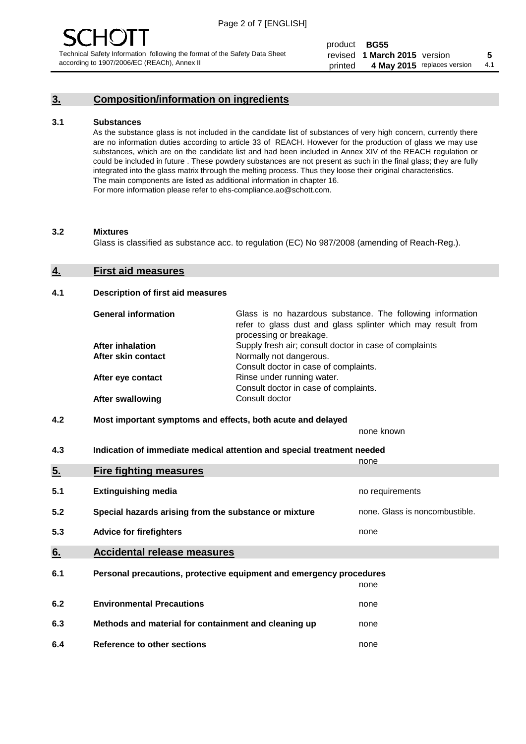## 3. Composition/information on ingredients

### 3.1 Substances

As the substance glass is not included in the candidate list of substances of very high concern, currently there are no information duties according to article 33 of REACH. However for the production of glass we may use substances, which are on the candidate list and had been included in Annex XIV of the REACH regulation or could be included in future . These powdery substances are not present as such in the final glass; they are fully integrated into the glass matrix through the melting process. Thus they loose their original characteristics. The main components are listed as additional information in chapter 16.
For more information please refer to ehs-compliance.ao@schott.com.

### 3.2 Mixtures

Glass is classified as substance acc. to regulation (EC) No 987/2008 (amending of Reach-Reg.).

## 4. First aid measures

### 4.1 Description of first aid measures

| | |
|---|---|
| **General information** | Glass is no hazardous substance. The following information refer to glass dust and glass splinter which may result from processing or breakage. |
| **After inhalation** | Supply fresh air; consult doctor in case of complaints |
| **After skin contact** | Normally not dangerous.<br>Consult doctor in case of complaints. |
| **After eye contact** | Rinse under running water.<br>Consult doctor in case of complaints. |
| **After swallowing** | Consult doctor |

### 4.2 Most important symptoms and effects, both acute and delayed

none known

### 4.3 Indication of immediate medical attention and special treatment needed

none

## 5. Fire fighting measures

| | | |
|---|---|---|
| 5.1 | **Extinguishing media** | no requirements |
| 5.2 | **Special hazards arising from the substance or mixture** | none. Glass is noncombustible. |
| 5.3 | **Advice for firefighters** | none |

## 6. Accidental release measures

| | | |
|---|---|---|
| 6.1 | **Personal precautions, protective equipment and emergency procedures** | none |
| 6.2 | **Environmental Precautions** | none |
| 6.3 | **Methods and material for containment and cleaning up** | none |
| 6.4 | **Reference to other sections** | none |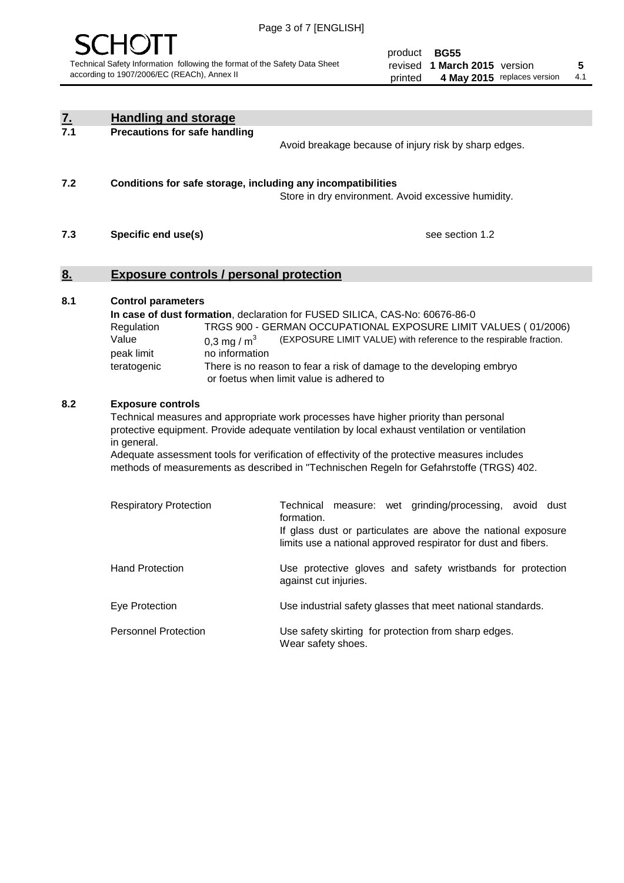## 7. Handling and storage

### 7.1 Precautions for safe handling

Avoid breakage because of injury risk by sharp edges.

### 7.2 Conditions for safe storage, including any incompatibilities

Store in dry environment. Avoid excessive humidity.

### 7.3 Specific end use(s)

see section 1.2

## 8. Exposure controls / personal protection

### 8.1 Control parameters

**In case of dust formation**, declaration for FUSED SILICA, CAS-No: 60676-86-0

| | |
|---|---|
| Regulation | TRGS 900 - GERMAN OCCUPATIONAL EXPOSURE LIMIT VALUES ( 01/2006) |
| Value | 0,3 mg / $m^3$ (EXPOSURE LIMIT VALUE) with reference to the respirable fraction. |
| peak limit | no information |
| teratogenic | There is no reason to fear a risk of damage to the developing embryo or foetus when limit value is adhered to |

### 8.2 Exposure controls

Technical measures and appropriate work processes have higher priority than personal protective equipment. Provide adequate ventilation by local exhaust ventilation or ventilation in general.

Adequate assessment tools for verification of effectivity of the protective measures includes methods of measurements as described in "Technischen Regeln for Gefahrstoffe (TRGS) 402.

| | |
|---|---|
| Respiratory Protection | Technical measure: wet grinding/processing, avoid dust formation. If glass dust or particulates are above the national exposure limits use a national approved respirator for dust and fibers. |
| Hand Protection | Use protective gloves and safety wristbands for protection against cut injuries. |
| Eye Protection | Use industrial safety glasses that meet national standards. |
| Personnel Protection | Use safety skirting for protection from sharp edges. Wear safety shoes. |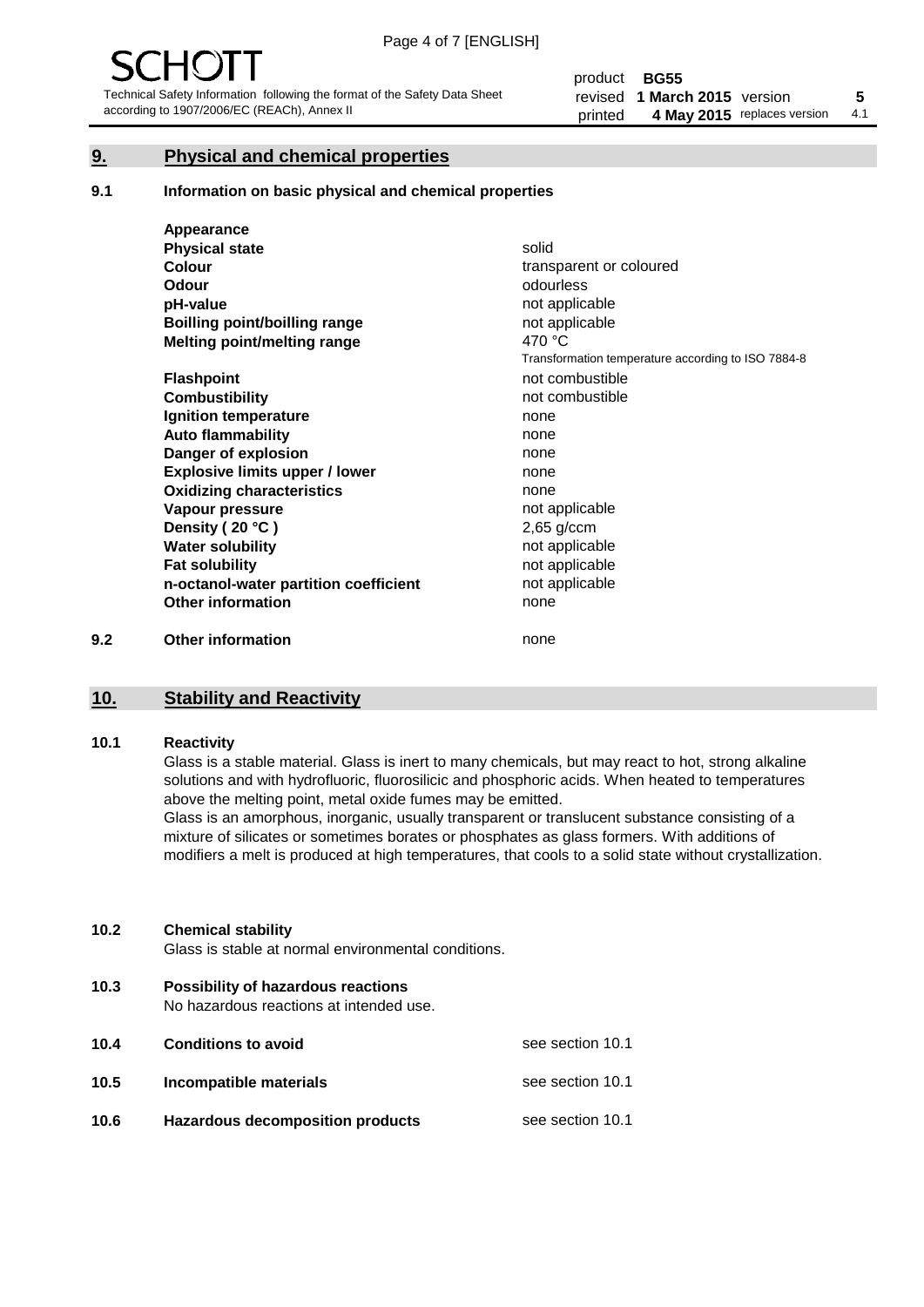## 9. Physical and chemical properties

### 9.1 Information on basic physical and chemical properties

| | |
|---|---|
| **Appearance** | |
| **Physical state** | solid |
| **Colour** | transparent or coloured |
| **Odour** | odourless |
| **pH-value** | not applicable |
| **Boilling point/boilling range** | not applicable |
| **Melting point/melting range** | 470 °C<br>Transformation temperature according to ISO 7884-8 |
| **Flashpoint** | not combustible |
| **Combustibility** | not combustible |
| **Ignition temperature** | none |
| **Auto flammability** | none |
| **Danger of explosion** | none |
| **Explosive limits upper / lower** | none |
| **Oxidizing characteristics** | none |
| **Vapour pressure** | not applicable |
| **Density ( 20 °C )** | 2,65 g/ccm |
| **Water solubility** | not applicable |
| **Fat solubility** | not applicable |
| **n-octanol-water partition coefficient** | not applicable |
| **Other information** | none |

### 9.2 Other information

none

## 10. Stability and Reactivity

### 10.1 Reactivity

Glass is a stable material. Glass is inert to many chemicals, but may react to hot, strong alkaline solutions and with hydrofluoric, fluorosilicic and phosphoric acids. When heated to temperatures above the melting point, metal oxide fumes may be emitted.
Glass is an amorphous, inorganic, usually transparent or translucent substance consisting of a mixture of silicates or sometimes borates or phosphates as glass formers. With additions of modifiers a melt is produced at high temperatures, that cools to a solid state without crystallization.

### 10.2 Chemical stability

Glass is stable at normal environmental conditions.

### 10.3 Possibility of hazardous reactions

No hazardous reactions at intended use.

| | | |
|---|---|---|
| **10.4** | **Conditions to avoid** | see section 10.1 |
| **10.5** | **Incompatible materials** | see section 10.1 |
| **10.6** | **Hazardous decomposition products** | see section 10.1 |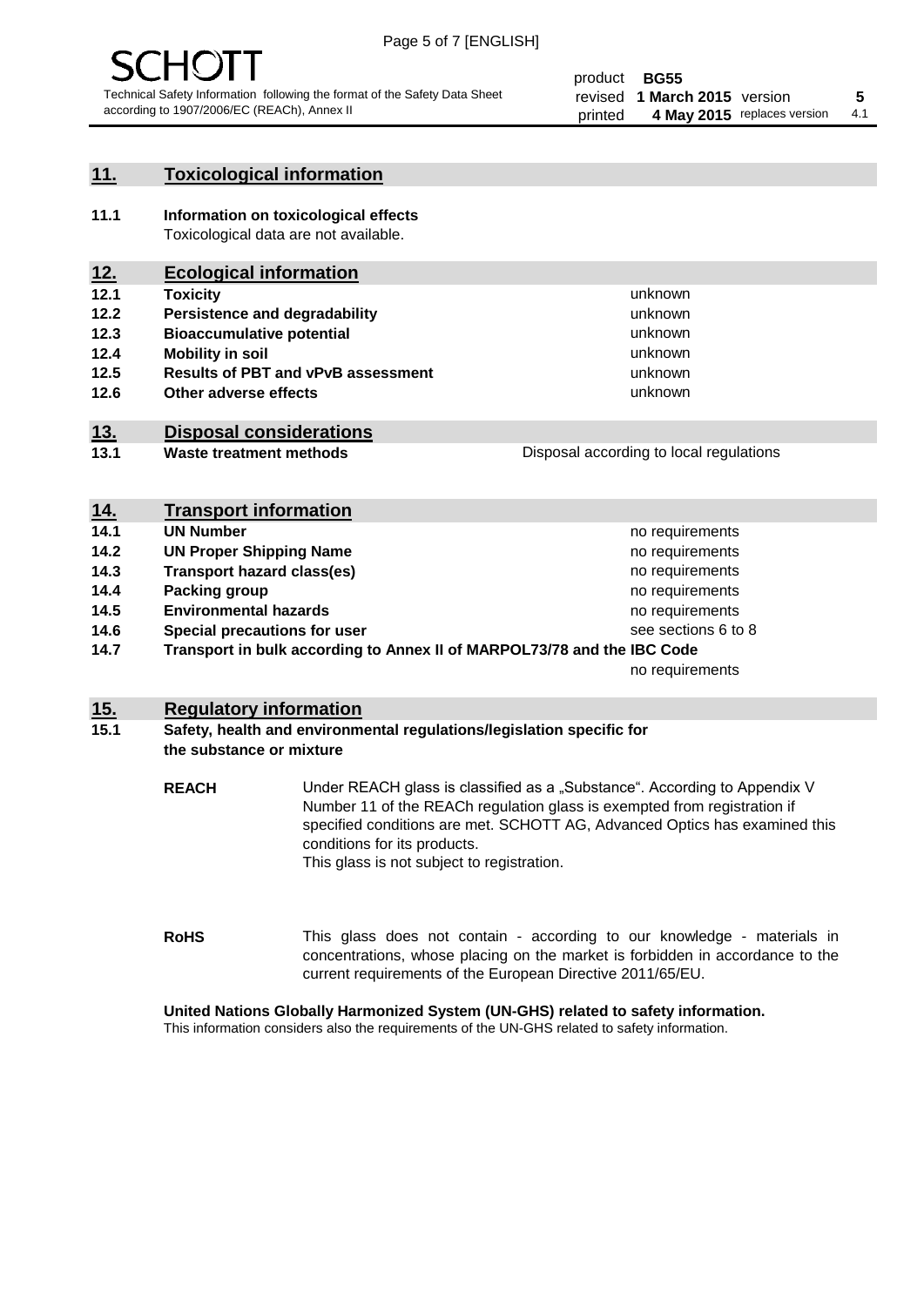## 11. Toxicological information

**11.1 Information on toxicological effects**
Toxicological data are not available.

## 12. Ecological information

| | | |
|---|---|---|
| **12.1** | **Toxicity** | unknown |
| **12.2** | **Persistence and degradability** | unknown |
| **12.3** | **Bioaccumulative potential** | unknown |
| **12.4** | **Mobility in soil** | unknown |
| **12.5** | **Results of PBT and vPvB assessment** | unknown |
| **12.6** | **Other adverse effects** | unknown |

## 13. Disposal considerations

| | | |
|---|---|---|
| **13.1** | **Waste treatment methods** | Disposal according to local regulations |

## 14. Transport information

| | | |
|---|---|---|
| **14.1** | **UN Number** | no requirements |
| **14.2** | **UN Proper Shipping Name** | no requirements |
| **14.3** | **Transport hazard class(es)** | no requirements |
| **14.4** | **Packing group** | no requirements |
| **14.5** | **Environmental hazards** | no requirements |
| **14.6** | **Special precautions for user** | see sections 6 to 8 |
| **14.7** | **Transport in bulk according to Annex II of MARPOL73/78 and the IBC Code** | no requirements |

## 15. Regulatory information

**15.1 Safety, health and environmental regulations/legislation specific for the substance or mixture**

**REACH** Under REACH glass is classified as a „Substance". According to Appendix V Number 11 of the REACh regulation glass is exempted from registration if specified conditions are met. SCHOTT AG, Advanced Optics has examined this conditions for its products.
This glass is not subject to registration.

**RoHS** This glass does not contain - according to our knowledge - materials in concentrations, whose placing on the market is forbidden in accordance to the current requirements of the European Directive 2011/65/EU.

**United Nations Globally Harmonized System (UN-GHS) related to safety information.**
This information considers also the requirements of the UN-GHS related to safety information.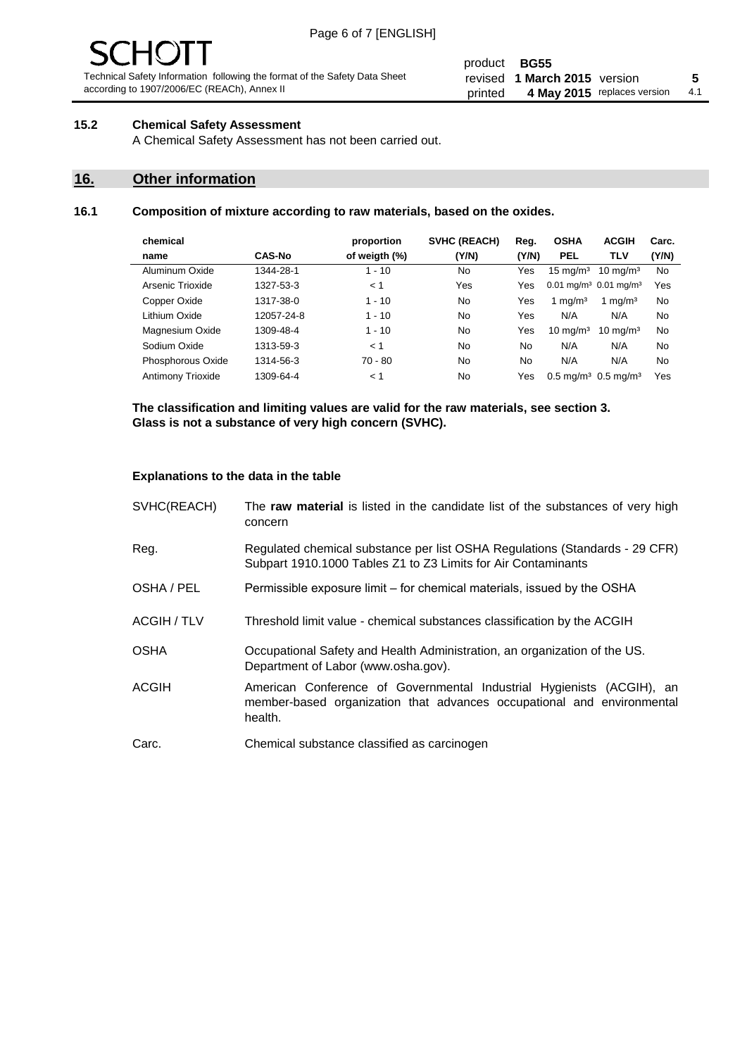### 15.2 Chemical Safety Assessment

A Chemical Safety Assessment has not been carried out.

## 16. Other information

### 16.1 Composition of mixture according to raw materials, based on the oxides.

| chemical name | CAS-No | proportion of weigth (%) | SVHC (REACH) (Y/N) | Reg. (Y/N) | OSHA PEL | ACGIH TLV | Carc. (Y/N) |
|---|---|---|---|---|---|---|---|
| Aluminum Oxide | 1344-28-1 | 1 - 10 | No | Yes | 15 mg/m³ | 10 mg/m³ | No |
| Arsenic Trioxide | 1327-53-3 | < 1 | Yes | Yes | 0.01 mg/m³ | 0.01 mg/m³ | Yes |
| Copper Oxide | 1317-38-0 | 1 - 10 | No | Yes | 1 mg/m³ | 1 mg/m³ | No |
| Lithium Oxide | 12057-24-8 | 1 - 10 | No | Yes | N/A | N/A | No |
| Magnesium Oxide | 1309-48-4 | 1 - 10 | No | Yes | 10 mg/m³ | 10 mg/m³ | No |
| Sodium Oxide | 1313-59-3 | < 1 | No | No | N/A | N/A | No |
| Phosphorous Oxide | 1314-56-3 | 70 - 80 | No | No | N/A | N/A | No |
| Antimony Trioxide | 1309-64-4 | < 1 | No | Yes | 0.5 mg/m³ | 0.5 mg/m³ | Yes |

**The classification and limiting values are valid for the raw materials, see section 3.**
**Glass is not a substance of very high concern (SVHC).**

**Explanations to the data in the table**

| | |
|---|---|
| SVHC(REACH) | The **raw material** is listed in the candidate list of the substances of very high concern |
| Reg. | Regulated chemical substance per list OSHA Regulations (Standards - 29 CFR) Subpart 1910.1000 Tables Z1 to Z3 Limits for Air Contaminants |
| OSHA / PEL | Permissible exposure limit – for chemical materials, issued by the OSHA |
| ACGIH / TLV | Threshold limit value - chemical substances classification by the ACGIH |
| OSHA | Occupational Safety and Health Administration, an organization of the US. Department of Labor (www.osha.gov). |
| ACGIH | American Conference of Governmental Industrial Hygienists (ACGIH), an member-based organization that advances occupational and environmental health. |
| Carc. | Chemical substance classified as carcinogen |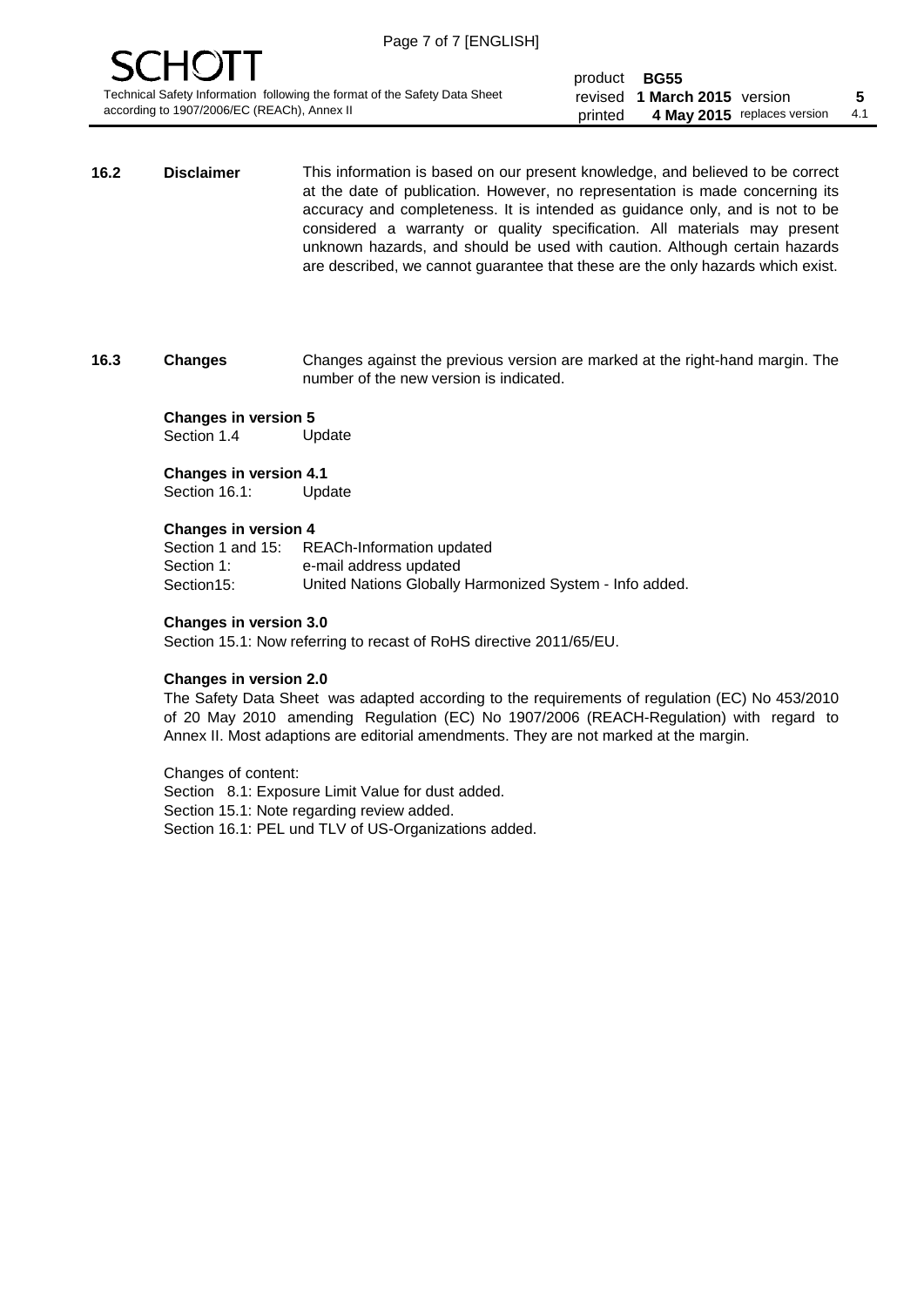**16.2 Disclaimer**

This information is based on our present knowledge, and believed to be correct at the date of publication. However, no representation is made concerning its accuracy and completeness. It is intended as guidance only, and is not to be considered a warranty or quality specification. All materials may present unknown hazards, and should be used with caution. Although certain hazards are described, we cannot guarantee that these are the only hazards which exist.

**16.3 Changes**

Changes against the previous version are marked at the right-hand margin. The number of the new version is indicated.

**Changes in version 5**

Section 1.4 Update

**Changes in version 4.1**

Section 16.1: Update

**Changes in version 4**

| | |
|---|---|
| Section 1 and 15: | REACh-Information updated |
| Section 1: | e-mail address updated |
| Section15: | United Nations Globally Harmonized System - Info added. |

**Changes in version 3.0**

Section 15.1: Now referring to recast of RoHS directive 2011/65/EU.

**Changes in version 2.0**

The Safety Data Sheet was adapted according to the requirements of regulation (EC) No 453/2010 of 20 May 2010 amending Regulation (EC) No 1907/2006 (REACH-Regulation) with regard to Annex II. Most adaptions are editorial amendments. They are not marked at the margin.

Changes of content:
Section 8.1: Exposure Limit Value for dust added.
Section 15.1: Note regarding review added.
Section 16.1: PEL und TLV of US-Organizations added.